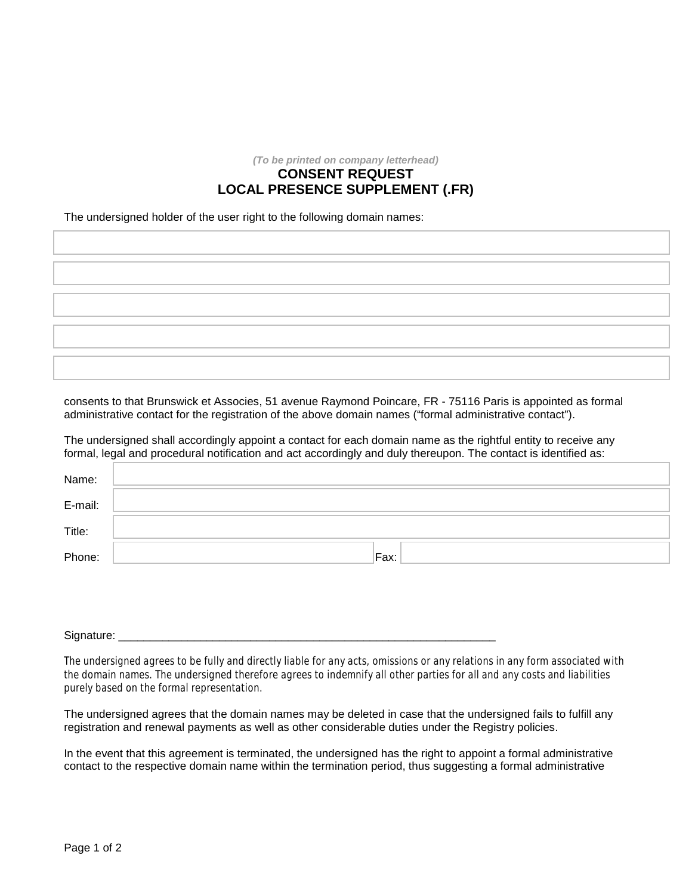*(To be printed on company letterhead)*

# CONSENT REQUEST
# LOCAL PRESENCE SUPPLEMENT (.FR)

The undersigned holder of the user right to the following domain names:

|  |
|---|
|  |
|  |
|  |
|  |
|  |

consents to that Brunswick et Associes, 51 avenue Raymond Poincare, FR - 75116 Paris is appointed as formal administrative contact for the registration of the above domain names ("formal administrative contact").

The undersigned shall accordingly appoint a contact for each domain name as the rightful entity to receive any formal, legal and procedural notification and act accordingly and duly thereupon. The contact is identified as:

| | | | |
|---|---|---|---|
| Name: | | | |
| E-mail: | | | |
| Title: | | | |
| Phone: | | Fax: | |

Signature: ____________________________________________________________

*The undersigned agrees to be fully and directly liable for any acts, omissions or any relations in any form associated with the domain names. The undersigned therefore agrees to indemnify all other parties for all and any costs and liabilities purely based on the formal representation.*

The undersigned agrees that the domain names may be deleted in case that the undersigned fails to fulfill any registration and renewal payments as well as other considerable duties under the Registry policies.

In the event that this agreement is terminated, the undersigned has the right to appoint a formal administrative contact to the respective domain name within the termination period, thus suggesting a formal administrative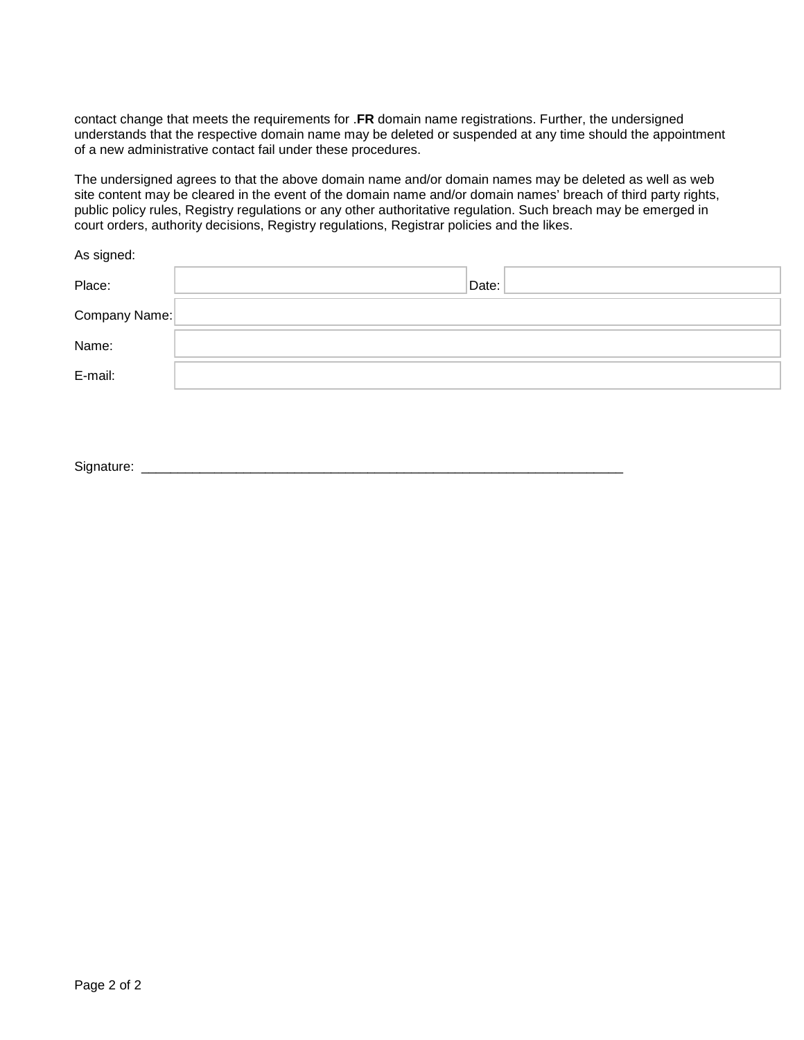contact change that meets the requirements for .**FR** domain name registrations. Further, the undersigned understands that the respective domain name may be deleted or suspended at any time should the appointment of a new administrative contact fail under these procedures.

The undersigned agrees to that the above domain name and/or domain names may be deleted as well as web site content may be cleared in the event of the domain name and/or domain names' breach of third party rights, public policy rules, Registry regulations or any other authoritative regulation. Such breach may be emerged in court orders, authority decisions, Registry regulations, Registrar policies and the likes.

As signed:

| | | | |
|---|---|---|---|
| Place: | | Date: | |
| Company Name: | | | |
| Name: | | | |
| E-mail: | | | |

Signature: ___________________________________________________________________